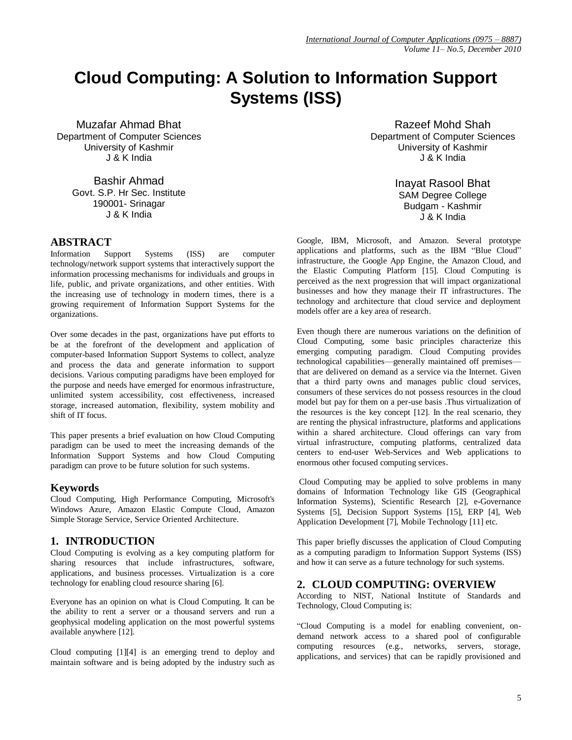# Cloud Computing: A Solution to Information Support Systems (ISS)

Muzafar Ahmad Bhat
Department of Computer Sciences
University of Kashmir
J & K India

Razeef Mohd Shah
Department of Computer Sciences
University of Kashmir
J & K India

Bashir Ahmad
Govt. S.P. Hr Sec. Institute
190001- Srinagar
J & K India

Inayat Rasool Bhat
SAM Degree College
Budgam - Kashmir
J & K India

## ABSTRACT

Information Support Systems (ISS) are computer technology/network support systems that interactively support the information processing mechanisms for individuals and groups in life, public, and private organizations, and other entities. With the increasing use of technology in modern times, there is a growing requirement of Information Support Systems for the organizations.

Over some decades in the past, organizations have put efforts to be at the forefront of the development and application of computer-based Information Support Systems to collect, analyze and process the data and generate information to support decisions. Various computing paradigms have been employed for the purpose and needs have emerged for enormous infrastructure, unlimited system accessibility, cost effectiveness, increased storage, increased automation, flexibility, system mobility and shift of IT focus.

This paper presents a brief evaluation on how Cloud Computing paradigm can be used to meet the increasing demands of the Information Support Systems and how Cloud Computing paradigm can prove to be future solution for such systems.

### Keywords

Cloud Computing, High Performance Computing, Microsoft's Windows Azure, Amazon Elastic Compute Cloud, Amazon Simple Storage Service, Service Oriented Architecture.

## 1. INTRODUCTION

Cloud Computing is evolving as a key computing platform for sharing resources that include infrastructures, software, applications, and business processes. Virtualization is a core technology for enabling cloud resource sharing [6].

Everyone has an opinion on what is Cloud Computing. It can be the ability to rent a server or a thousand servers and run a geophysical modeling application on the most powerful systems available anywhere [12].

Cloud computing [1][4] is an emerging trend to deploy and maintain software and is being adopted by the industry such as Google, IBM, Microsoft, and Amazon. Several prototype applications and platforms, such as the IBM "Blue Cloud" infrastructure, the Google App Engine, the Amazon Cloud, and the Elastic Computing Platform [15]. Cloud Computing is perceived as the next progression that will impact organizational businesses and how they manage their IT infrastructures. The technology and architecture that cloud service and deployment models offer are a key area of research.

Even though there are numerous variations on the definition of Cloud Computing, some basic principles characterize this emerging computing paradigm. Cloud Computing provides technological capabilities—generally maintained off premises—that are delivered on demand as a service via the Internet. Given that a third party owns and manages public cloud services, consumers of these services do not possess resources in the cloud model but pay for them on a per-use basis .Thus virtualization of the resources is the key concept [12]. In the real scenario, they are renting the physical infrastructure, platforms and applications within a shared architecture. Cloud offerings can vary from virtual infrastructure, computing platforms, centralized data centers to end-user Web-Services and Web applications to enormous other focused computing services.

Cloud Computing may be applied to solve problems in many domains of Information Technology like GIS (Geographical Information Systems), Scientific Research [2], e-Governance Systems [5], Decision Support Systems [15], ERP [4], Web Application Development [7], Mobile Technology [11] etc.

This paper briefly discusses the application of Cloud Computing as a computing paradigm to Information Support Systems (ISS) and how it can serve as a future technology for such systems.

## 2. CLOUD COMPUTING: OVERVIEW

According to NIST, National Institute of Standards and Technology, Cloud Computing is:

"Cloud Computing is a model for enabling convenient, on-demand network access to a shared pool of configurable computing resources (e.g., networks, servers, storage, applications, and services) that can be rapidly provisioned and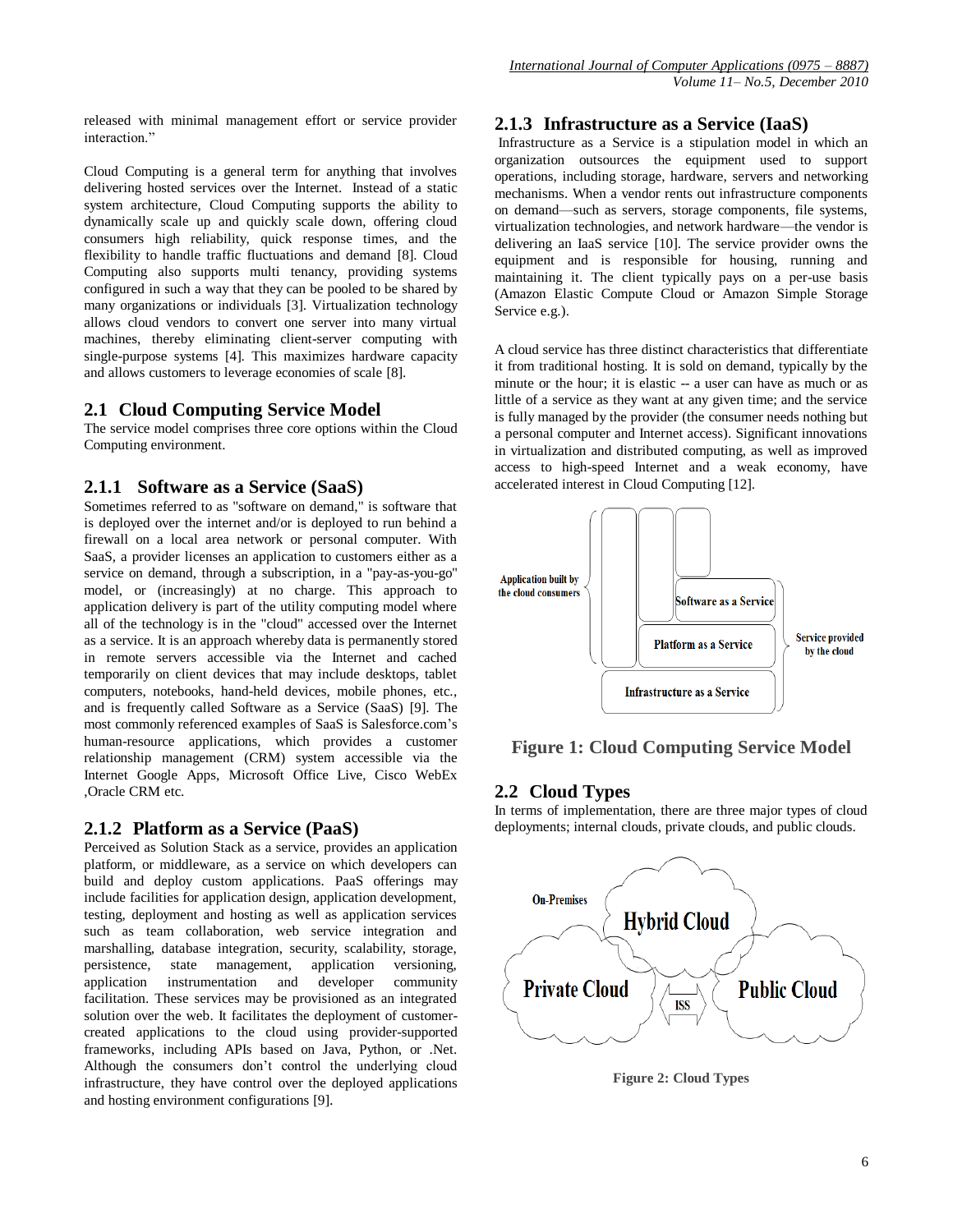released with minimal management effort or service provider interaction."

Cloud Computing is a general term for anything that involves delivering hosted services over the Internet. Instead of a static system architecture, Cloud Computing supports the ability to dynamically scale up and quickly scale down, offering cloud consumers high reliability, quick response times, and the flexibility to handle traffic fluctuations and demand [8]. Cloud Computing also supports multi tenancy, providing systems configured in such a way that they can be pooled to be shared by many organizations or individuals [3]. Virtualization technology allows cloud vendors to convert one server into many virtual machines, thereby eliminating client-server computing with single-purpose systems [4]. This maximizes hardware capacity and allows customers to leverage economies of scale [8].

## 2.1 Cloud Computing Service Model

The service model comprises three core options within the Cloud Computing environment.

### 2.1.1 Software as a Service (SaaS)

Sometimes referred to as "software on demand," is software that is deployed over the internet and/or is deployed to run behind a firewall on a local area network or personal computer. With SaaS, a provider licenses an application to customers either as a service on demand, through a subscription, in a "pay-as-you-go" model, or (increasingly) at no charge. This approach to application delivery is part of the utility computing model where all of the technology is in the "cloud" accessed over the Internet as a service. It is an approach whereby data is permanently stored in remote servers accessible via the Internet and cached temporarily on client devices that may include desktops, tablet computers, notebooks, hand-held devices, mobile phones, etc., and is frequently called Software as a Service (SaaS) [9]. The most commonly referenced examples of SaaS is Salesforce.com's human-resource applications, which provides a customer relationship management (CRM) system accessible via the Internet Google Apps, Microsoft Office Live, Cisco WebEx ,Oracle CRM etc.

### 2.1.2 Platform as a Service (PaaS)

Perceived as Solution Stack as a service, provides an application platform, or middleware, as a service on which developers can build and deploy custom applications. PaaS offerings may include facilities for application design, application development, testing, deployment and hosting as well as application services such as team collaboration, web service integration and marshalling, database integration, security, scalability, storage, persistence, state management, application versioning, application instrumentation and developer community facilitation. These services may be provisioned as an integrated solution over the web. It facilitates the deployment of customer-created applications to the cloud using provider-supported frameworks, including APIs based on Java, Python, or .Net. Although the consumers don't control the underlying cloud infrastructure, they have control over the deployed applications and hosting environment configurations [9].

### 2.1.3 Infrastructure as a Service (IaaS)

Infrastructure as a Service is a stipulation model in which an organization outsources the equipment used to support operations, including storage, hardware, servers and networking mechanisms. When a vendor rents out infrastructure components on demand—such as servers, storage components, file systems, virtualization technologies, and network hardware—the vendor is delivering an IaaS service [10]. The service provider owns the equipment and is responsible for housing, running and maintaining it. The client typically pays on a per-use basis (Amazon Elastic Compute Cloud or Amazon Simple Storage Service e.g.).

A cloud service has three distinct characteristics that differentiate it from traditional hosting. It is sold on demand, typically by the minute or the hour; it is elastic -- a user can have as much or as little of a service as they want at any given time; and the service is fully managed by the provider (the consumer needs nothing but a personal computer and Internet access). Significant innovations in virtualization and distributed computing, as well as improved access to high-speed Internet and a weak economy, have accelerated interest in Cloud Computing [12].

Application built by the cloud consumers

Software as a Service

Platform as a Service

Infrastructure as a Service

Service provided by the cloud

**Figure 1: Cloud Computing Service Model**

## 2.2 Cloud Types

In terms of implementation, there are three major types of cloud deployments; internal clouds, private clouds, and public clouds.

On-Premises

Hybrid Cloud

Private Cloud

ISS

Public Cloud

**Figure 2: Cloud Types**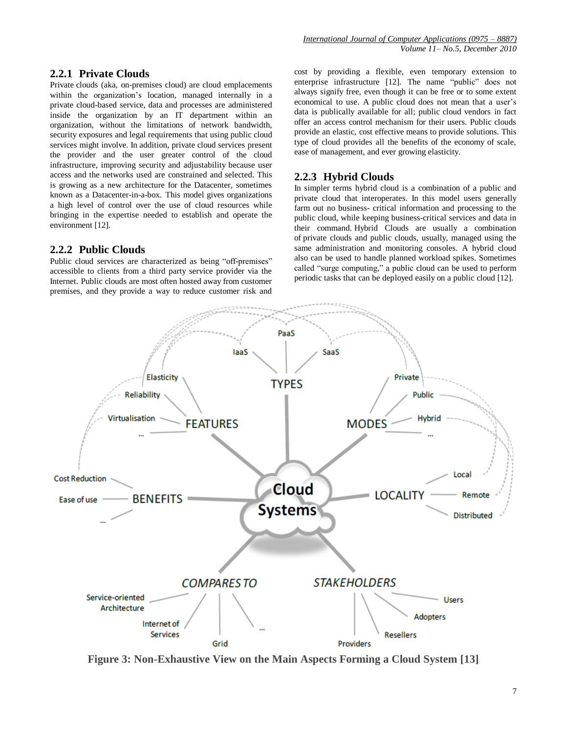### 2.2.1 Private Clouds

Private clouds (aka, on-premises cloud) are cloud emplacements within the organization's location, managed internally in a private cloud-based service, data and processes are administered inside the organization by an IT department within an organization, without the limitations of network bandwidth, security exposures and legal requirements that using public cloud services might involve. In addition, private cloud services present the provider and the user greater control of the cloud infrastructure, improving security and adjustability because user access and the networks used are constrained and selected. This is growing as a new architecture for the Datacenter, sometimes known as a Datacenter-in-a-box. This model gives organizations a high level of control over the use of cloud resources while bringing in the expertise needed to establish and operate the environment [12].

### 2.2.2 Public Clouds

Public cloud services are characterized as being "off-premises" accessible to clients from a third party service provider via the Internet. Public clouds are most often hosted away from customer premises, and they provide a way to reduce customer risk and cost by providing a flexible, even temporary extension to enterprise infrastructure [12]. The name "public" does not always signify free, even though it can be free or to some extent economical to use. A public cloud does not mean that a user's data is publically available for all; public cloud vendors in fact offer an access control mechanism for their users. Public clouds provide an elastic, cost effective means to provide solutions. This type of cloud provides all the benefits of the economy of scale, ease of management, and ever growing elasticity.

### 2.2.3 Hybrid Clouds

In simpler terms hybrid cloud is a combination of a public and private cloud that interoperates. In this model users generally farm out no business- critical information and processing to the public cloud, while keeping business-critical services and data in their command. Hybrid Clouds are usually a combination of private clouds and public clouds, usually, managed using the same administration and monitoring consoles. A hybrid cloud also can be used to handle planned workload spikes. Sometimes called "surge computing," a public cloud can be used to perform periodic tasks that can be deployed easily on a public cloud [12].

**Figure 3: Non-Exhaustive View on the Main Aspects Forming a Cloud System [13]**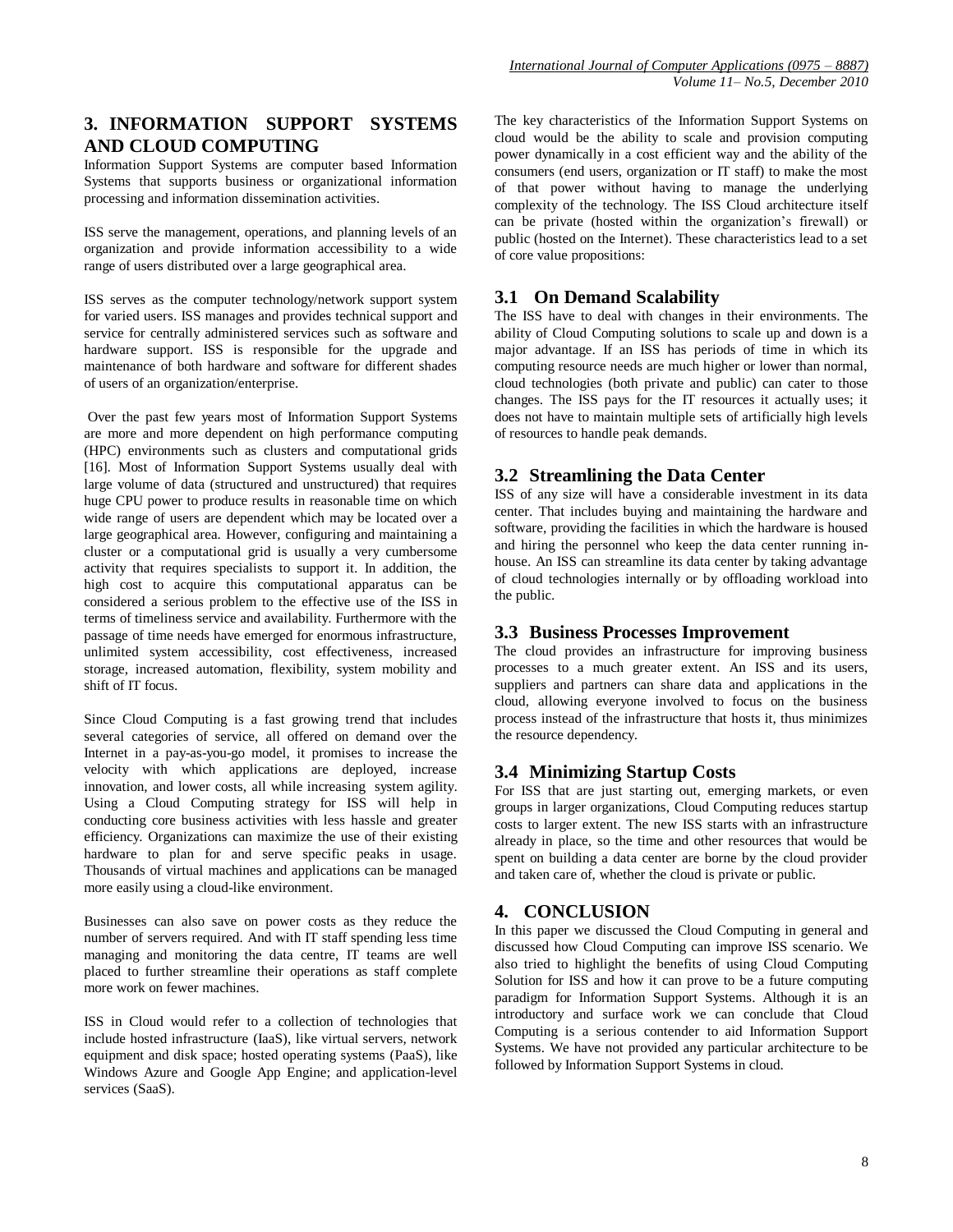## 3. INFORMATION SUPPORT SYSTEMS AND CLOUD COMPUTING

Information Support Systems are computer based Information Systems that supports business or organizational information processing and information dissemination activities.

ISS serve the management, operations, and planning levels of an organization and provide information accessibility to a wide range of users distributed over a large geographical area.

ISS serves as the computer technology/network support system for varied users. ISS manages and provides technical support and service for centrally administered services such as software and hardware support. ISS is responsible for the upgrade and maintenance of both hardware and software for different shades of users of an organization/enterprise.

Over the past few years most of Information Support Systems are more and more dependent on high performance computing (HPC) environments such as clusters and computational grids [16]. Most of Information Support Systems usually deal with large volume of data (structured and unstructured) that requires huge CPU power to produce results in reasonable time on which wide range of users are dependent which may be located over a large geographical area. However, configuring and maintaining a cluster or a computational grid is usually a very cumbersome activity that requires specialists to support it. In addition, the high cost to acquire this computational apparatus can be considered a serious problem to the effective use of the ISS in terms of timeliness service and availability. Furthermore with the passage of time needs have emerged for enormous infrastructure, unlimited system accessibility, cost effectiveness, increased storage, increased automation, flexibility, system mobility and shift of IT focus.

Since Cloud Computing is a fast growing trend that includes several categories of service, all offered on demand over the Internet in a pay-as-you-go model, it promises to increase the velocity with which applications are deployed, increase innovation, and lower costs, all while increasing system agility. Using a Cloud Computing strategy for ISS will help in conducting core business activities with less hassle and greater efficiency. Organizations can maximize the use of their existing hardware to plan for and serve specific peaks in usage. Thousands of virtual machines and applications can be managed more easily using a cloud-like environment.

Businesses can also save on power costs as they reduce the number of servers required. And with IT staff spending less time managing and monitoring the data centre, IT teams are well placed to further streamline their operations as staff complete more work on fewer machines.

ISS in Cloud would refer to a collection of technologies that include hosted infrastructure (IaaS), like virtual servers, network equipment and disk space; hosted operating systems (PaaS), like Windows Azure and Google App Engine; and application-level services (SaaS).

The key characteristics of the Information Support Systems on cloud would be the ability to scale and provision computing power dynamically in a cost efficient way and the ability of the consumers (end users, organization or IT staff) to make the most of that power without having to manage the underlying complexity of the technology. The ISS Cloud architecture itself can be private (hosted within the organization's firewall) or public (hosted on the Internet). These characteristics lead to a set of core value propositions:

### 3.1 On Demand Scalability

The ISS have to deal with changes in their environments. The ability of Cloud Computing solutions to scale up and down is a major advantage. If an ISS has periods of time in which its computing resource needs are much higher or lower than normal, cloud technologies (both private and public) can cater to those changes. The ISS pays for the IT resources it actually uses; it does not have to maintain multiple sets of artificially high levels of resources to handle peak demands.

### 3.2 Streamlining the Data Center

ISS of any size will have a considerable investment in its data center. That includes buying and maintaining the hardware and software, providing the facilities in which the hardware is housed and hiring the personnel who keep the data center running in-house. An ISS can streamline its data center by taking advantage of cloud technologies internally or by offloading workload into the public.

### 3.3 Business Processes Improvement

The cloud provides an infrastructure for improving business processes to a much greater extent. An ISS and its users, suppliers and partners can share data and applications in the cloud, allowing everyone involved to focus on the business process instead of the infrastructure that hosts it, thus minimizes the resource dependency.

### 3.4 Minimizing Startup Costs

For ISS that are just starting out, emerging markets, or even groups in larger organizations, Cloud Computing reduces startup costs to larger extent. The new ISS starts with an infrastructure already in place, so the time and other resources that would be spent on building a data center are borne by the cloud provider and taken care of, whether the cloud is private or public.

## 4. CONCLUSION

In this paper we discussed the Cloud Computing in general and discussed how Cloud Computing can improve ISS scenario. We also tried to highlight the benefits of using Cloud Computing Solution for ISS and how it can prove to be a future computing paradigm for Information Support Systems. Although it is an introductory and surface work we can conclude that Cloud Computing is a serious contender to aid Information Support Systems. We have not provided any particular architecture to be followed by Information Support Systems in cloud.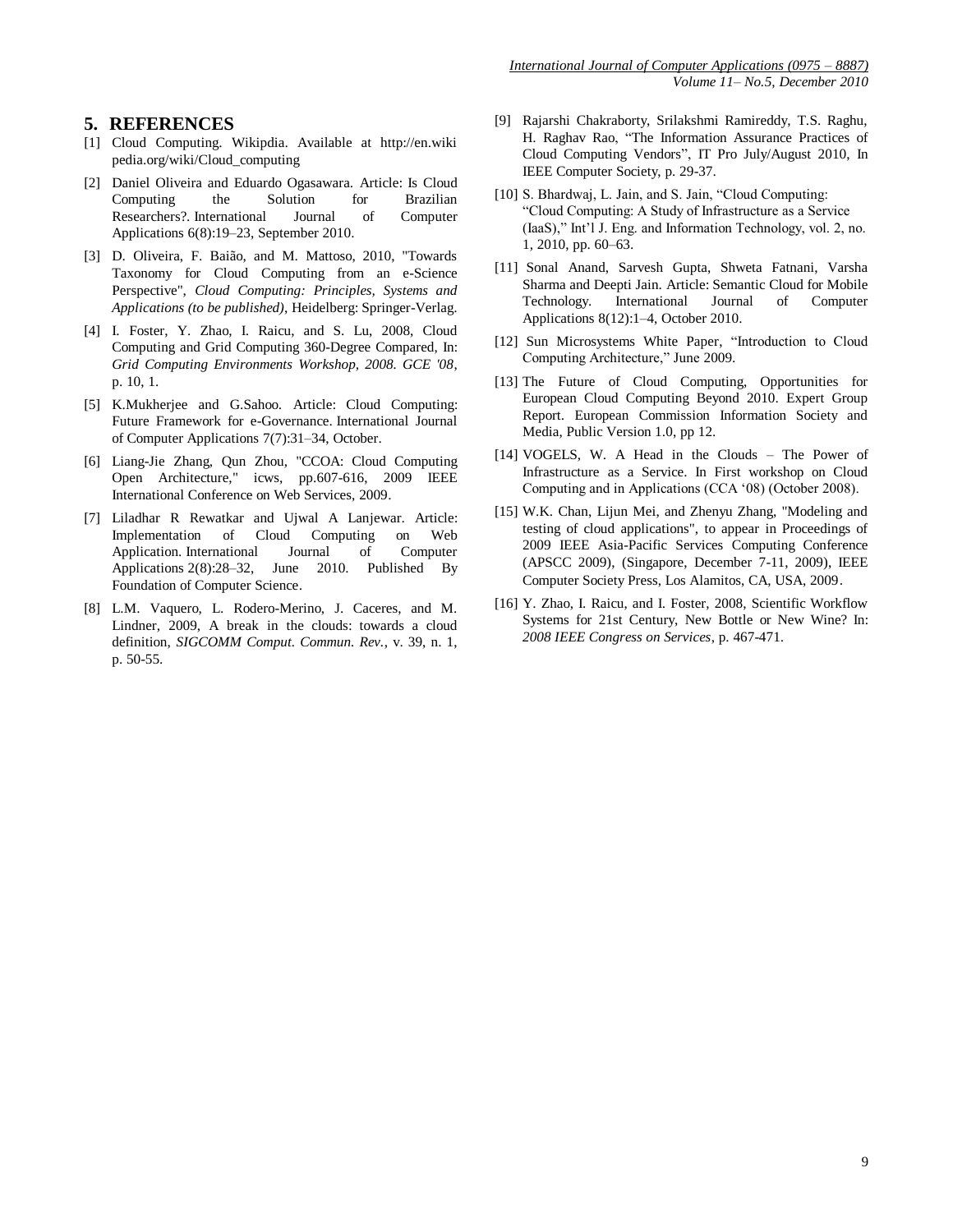## 5. REFERENCES

[1] Cloud Computing. Wikipdia. Available at http://en.wikipedia.org/wiki/Cloud_computing

[2] Daniel Oliveira and Eduardo Ogasawara. Article: Is Cloud Computing the Solution for Brazilian Researchers?. International Journal of Computer Applications 6(8):19–23, September 2010.

[3] D. Oliveira, F. Baião, and M. Mattoso, 2010, "Towards Taxonomy for Cloud Computing from an e-Science Perspective", *Cloud Computing: Principles, Systems and Applications (to be published)*, Heidelberg: Springer-Verlag.

[4] I. Foster, Y. Zhao, I. Raicu, and S. Lu, 2008, Cloud Computing and Grid Computing 360-Degree Compared, In: *Grid Computing Environments Workshop, 2008. GCE '08*, p. 10, 1.

[5] K.Mukherjee and G.Sahoo. Article: Cloud Computing: Future Framework for e-Governance. International Journal of Computer Applications 7(7):31–34, October.

[6] Liang-Jie Zhang, Qun Zhou, "CCOA: Cloud Computing Open Architecture," icws, pp.607-616, 2009 IEEE International Conference on Web Services, 2009.

[7] Liladhar R Rewatkar and Ujwal A Lanjewar. Article: Implementation of Cloud Computing on Web Application. International Journal of Computer Applications 2(8):28–32, June 2010. Published By Foundation of Computer Science.

[8] L.M. Vaquero, L. Rodero-Merino, J. Caceres, and M. Lindner, 2009, A break in the clouds: towards a cloud definition, *SIGCOMM Comput. Commun. Rev.*, v. 39, n. 1, p. 50-55.

[9] Rajarshi Chakraborty, Srilakshmi Ramireddy, T.S. Raghu, H. Raghav Rao, "The Information Assurance Practices of Cloud Computing Vendors", IT Pro July/August 2010, In IEEE Computer Society, p. 29-37.

[10] S. Bhardwaj, L. Jain, and S. Jain, "Cloud Computing: A Study of Infrastructure as a Service (IaaS)," Int'l J. Eng. and Information Technology, vol. 2, no. 1, 2010, pp. 60–63.

[11] Sonal Anand, Sarvesh Gupta, Shweta Fatnani, Varsha Sharma and Deepti Jain. Article: Semantic Cloud for Mobile Technology. International Journal of Computer Applications 8(12):1–4, October 2010.

[12] Sun Microsystems White Paper, "Introduction to Cloud Computing Architecture," June 2009.

[13] The Future of Cloud Computing, Opportunities for European Cloud Computing Beyond 2010. Expert Group Report. European Commission Information Society and Media, Public Version 1.0, pp 12.

[14] VOGELS, W. A Head in the Clouds – The Power of Infrastructure as a Service. In First workshop on Cloud Computing and in Applications (CCA '08) (October 2008).

[15] W.K. Chan, Lijun Mei, and Zhenyu Zhang, "Modeling and testing of cloud applications", to appear in Proceedings of 2009 IEEE Asia-Pacific Services Computing Conference (APSCC 2009), (Singapore, December 7-11, 2009), IEEE Computer Society Press, Los Alamitos, CA, USA, 2009.

[16] Y. Zhao, I. Raicu, and I. Foster, 2008, Scientific Workflow Systems for 21st Century, New Bottle or New Wine? In: *2008 IEEE Congress on Services*, p. 467-471.